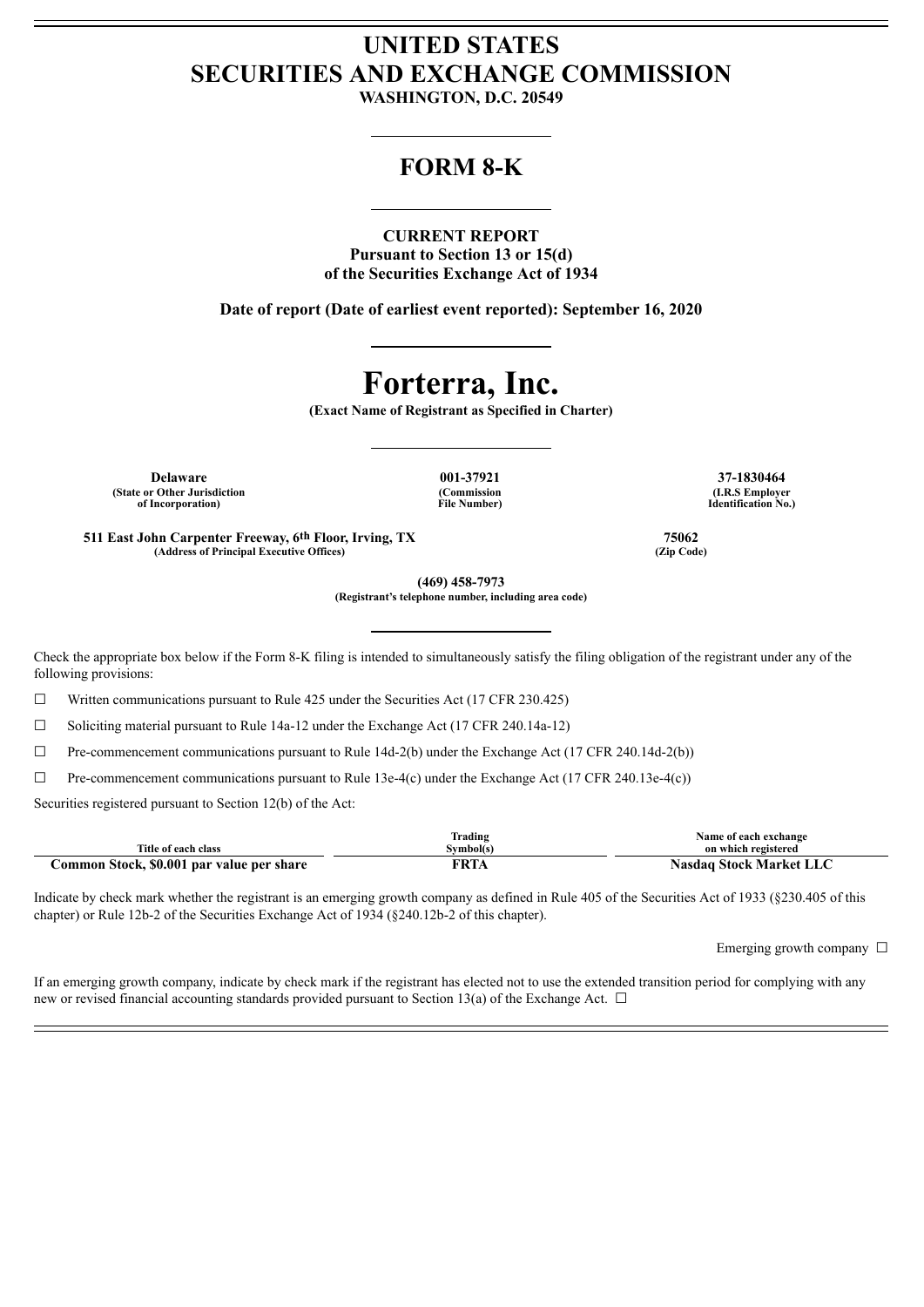# UNITED STATES
# SECURITIES AND EXCHANGE COMMISSION

**WASHINGTON, D.C. 20549**

## FORM 8-K

**CURRENT REPORT**
**Pursuant to Section 13 or 15(d)**
**of the Securities Exchange Act of 1934**

**Date of report (Date of earliest event reported): September 16, 2020**

# Forterra, Inc.

**(Exact Name of Registrant as Specified in Charter)**

| Delaware | 001-37921 | 37-1830464 |
|---|---|---|
| (State or Other Jurisdiction of Incorporation) | (Commission File Number) | (I.R.S Employer Identification No.) |

| 511 East John Carpenter Freeway, 6th Floor, Irving, TX | 75062 |
|---|---|
| (Address of Principal Executive Offices) | (Zip Code) |

**(469) 458-7973**
**(Registrant's telephone number, including area code)**

Check the appropriate box below if the Form 8-K filing is intended to simultaneously satisfy the filing obligation of the registrant under any of the following provisions:

☐ Written communications pursuant to Rule 425 under the Securities Act (17 CFR 230.425)

☐ Soliciting material pursuant to Rule 14a-12 under the Exchange Act (17 CFR 240.14a-12)

☐ Pre-commencement communications pursuant to Rule 14d-2(b) under the Exchange Act (17 CFR 240.14d-2(b))

☐ Pre-commencement communications pursuant to Rule 13e-4(c) under the Exchange Act (17 CFR 240.13e-4(c))

Securities registered pursuant to Section 12(b) of the Act:

| Title of each class | Trading Symbol(s) | Name of each exchange on which registered |
|---|---|---|
| **Common Stock, $0.001 par value per share** | **FRTA** | **Nasdaq Stock Market LLC** |

Indicate by check mark whether the registrant is an emerging growth company as defined in Rule 405 of the Securities Act of 1933 (§230.405 of this chapter) or Rule 12b-2 of the Securities Exchange Act of 1934 (§240.12b-2 of this chapter).

Emerging growth company ☐

If an emerging growth company, indicate by check mark if the registrant has elected not to use the extended transition period for complying with any new or revised financial accounting standards provided pursuant to Section 13(a) of the Exchange Act. ☐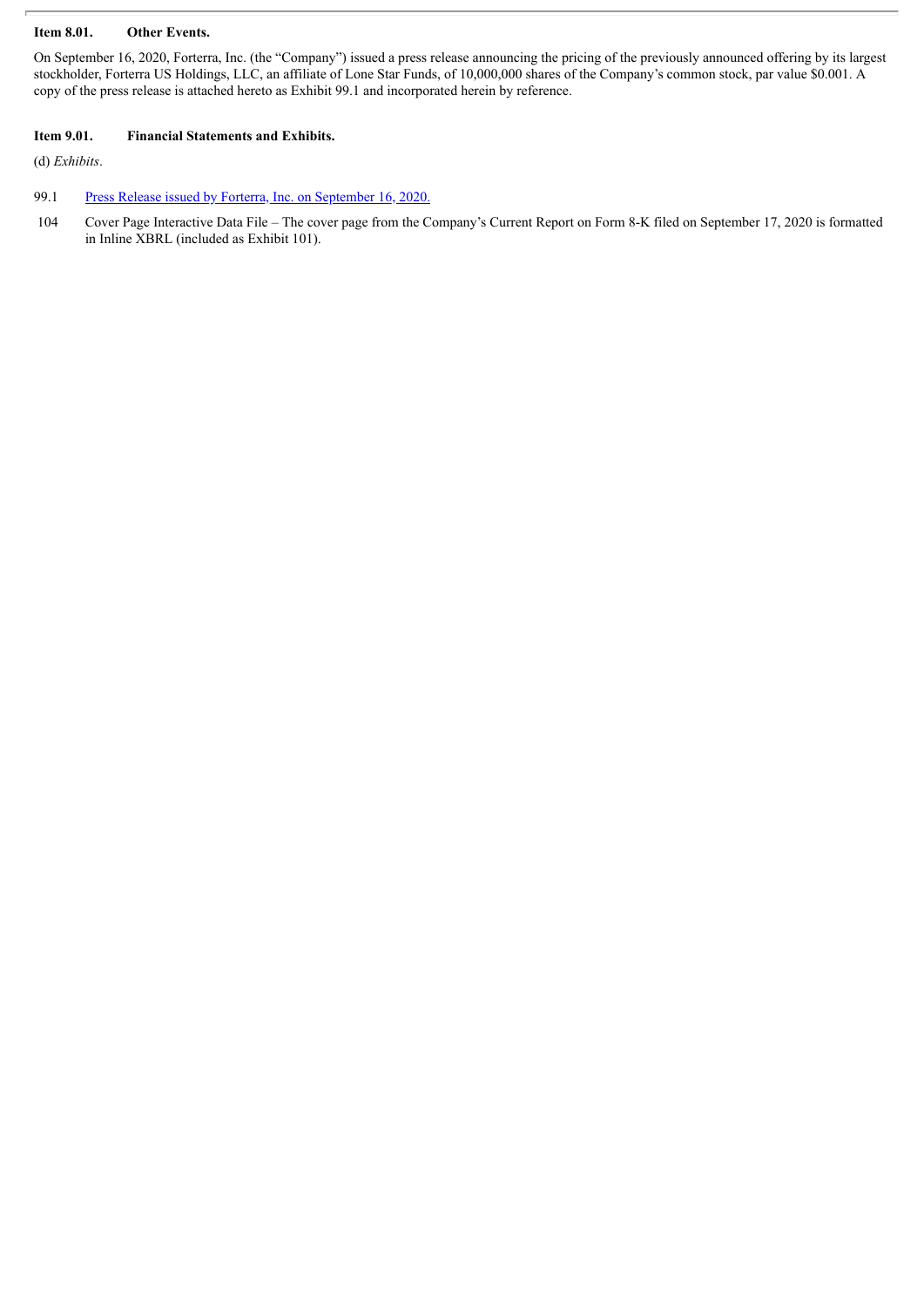**Item 8.01. Other Events.**

On September 16, 2020, Forterra, Inc. (the "Company") issued a press release announcing the pricing of the previously announced offering by its largest stockholder, Forterra US Holdings, LLC, an affiliate of Lone Star Funds, of 10,000,000 shares of the Company's common stock, par value $0.001. A copy of the press release is attached hereto as Exhibit 99.1 and incorporated herein by reference.

**Item 9.01. Financial Statements and Exhibits.**

(d) *Exhibits*.

| | |
|---|---|
| 99.1 | Press Release issued by Forterra, Inc. on September 16, 2020. |
| 104 | Cover Page Interactive Data File – The cover page from the Company's Current Report on Form 8-K filed on September 17, 2020 is formatted in Inline XBRL (included as Exhibit 101). |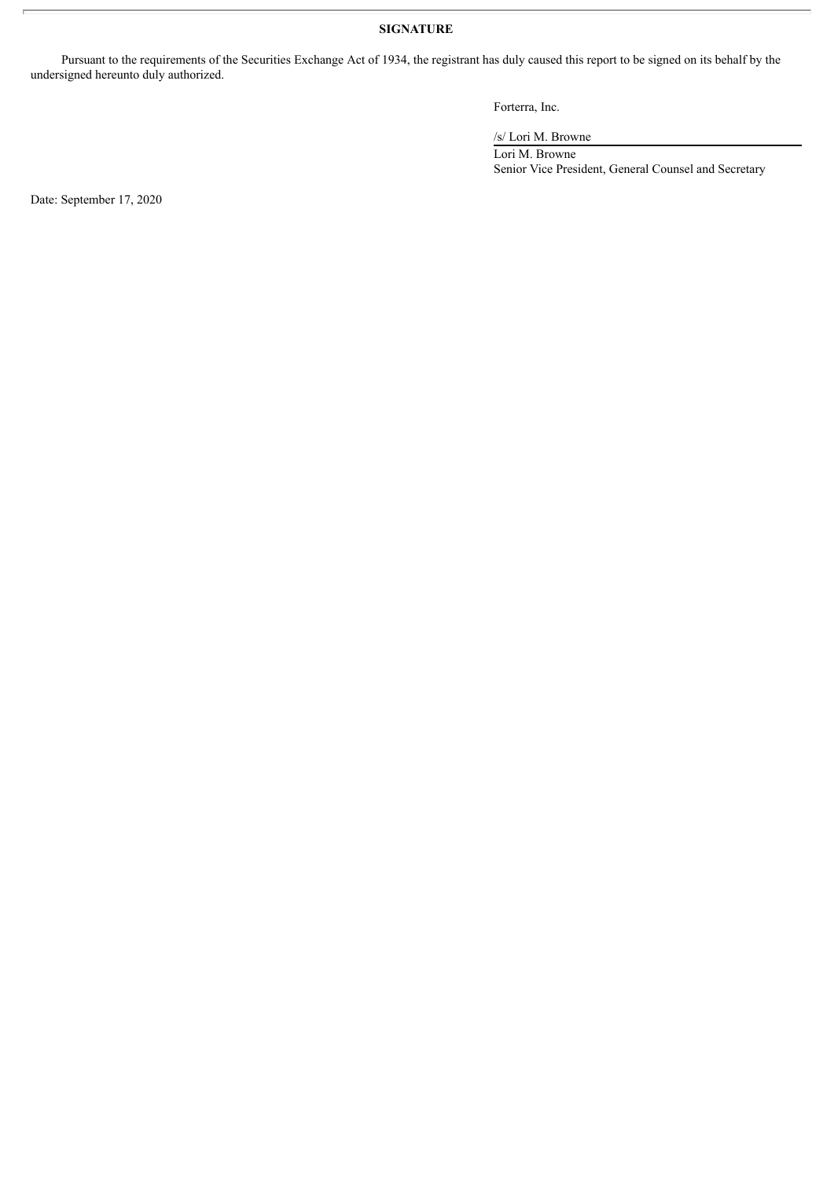**SIGNATURE**

Pursuant to the requirements of the Securities Exchange Act of 1934, the registrant has duly caused this report to be signed on its behalf by the undersigned hereunto duly authorized.

Forterra, Inc.

/s/ Lori M. Browne

Lori M. Browne

Senior Vice President, General Counsel and Secretary

Date: September 17, 2020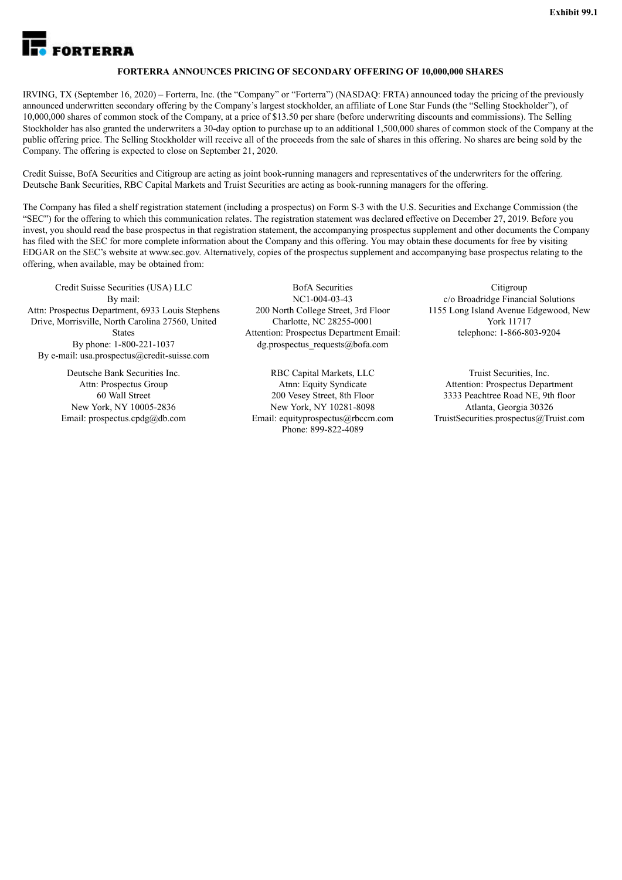Exhibit 99.1

**FORTERRA**

**FORTERRA ANNOUNCES PRICING OF SECONDARY OFFERING OF 10,000,000 SHARES**

IRVING, TX (September 16, 2020) – Forterra, Inc. (the "Company" or "Forterra") (NASDAQ: FRTA) announced today the pricing of the previously announced underwritten secondary offering by the Company's largest stockholder, an affiliate of Lone Star Funds (the "Selling Stockholder"), of 10,000,000 shares of common stock of the Company, at a price of $13.50 per share (before underwriting discounts and commissions). The Selling Stockholder has also granted the underwriters a 30-day option to purchase up to an additional 1,500,000 shares of common stock of the Company at the public offering price. The Selling Stockholder will receive all of the proceeds from the sale of shares in this offering. No shares are being sold by the Company. The offering is expected to close on September 21, 2020.

Credit Suisse, BofA Securities and Citigroup are acting as joint book-running managers and representatives of the underwriters for the offering. Deutsche Bank Securities, RBC Capital Markets and Truist Securities are acting as book-running managers for the offering.

The Company has filed a shelf registration statement (including a prospectus) on Form S-3 with the U.S. Securities and Exchange Commission (the "SEC") for the offering to which this communication relates. The registration statement was declared effective on December 27, 2019. Before you invest, you should read the base prospectus in that registration statement, the accompanying prospectus supplement and other documents the Company has filed with the SEC for more complete information about the Company and this offering. You may obtain these documents for free by visiting EDGAR on the SEC's website at www.sec.gov. Alternatively, copies of the prospectus supplement and accompanying base prospectus relating to the offering, when available, may be obtained from:

Credit Suisse Securities (USA) LLC
By mail:
Attn: Prospectus Department, 6933 Louis Stephens Drive, Morrisville, North Carolina 27560, United States
By phone: 1-800-221-1037
By e-mail: usa.prospectus@credit-suisse.com

BofA Securities
NC1-004-03-43
200 North College Street, 3rd Floor
Charlotte, NC 28255-0001
Attention: Prospectus Department Email: dg.prospectus_requests@bofa.com

Citigroup
c/o Broadridge Financial Solutions
1155 Long Island Avenue Edgewood, New York 11717
telephone: 1-866-803-9204

Deutsche Bank Securities Inc.
Attn: Prospectus Group
60 Wall Street
New York, NY 10005-2836
Email: prospectus.cpdg@db.com

RBC Capital Markets, LLC
Atnn: Equity Syndicate
200 Vesey Street, 8th Floor
New York, NY 10281-8098
Email: equityprospectus@rbccm.com
Phone: 899-822-4089

Truist Securities, Inc.
Attention: Prospectus Department
3333 Peachtree Road NE, 9th floor
Atlanta, Georgia 30326
TruistSecurities.prospectus@Truist.com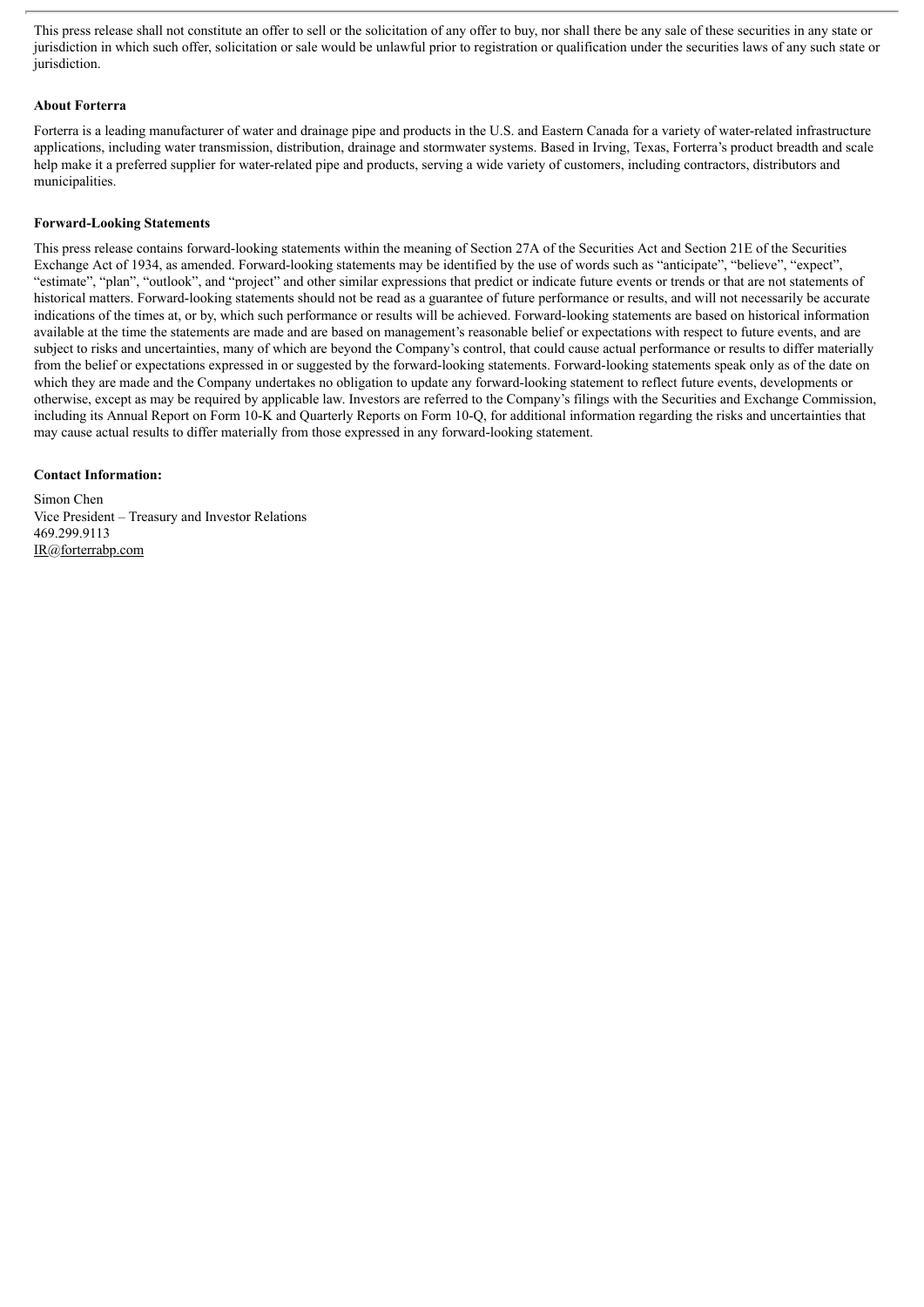This press release shall not constitute an offer to sell or the solicitation of any offer to buy, nor shall there be any sale of these securities in any state or jurisdiction in which such offer, solicitation or sale would be unlawful prior to registration or qualification under the securities laws of any such state or jurisdiction.

**About Forterra**

Forterra is a leading manufacturer of water and drainage pipe and products in the U.S. and Eastern Canada for a variety of water-related infrastructure applications, including water transmission, distribution, drainage and stormwater systems. Based in Irving, Texas, Forterra's product breadth and scale help make it a preferred supplier for water-related pipe and products, serving a wide variety of customers, including contractors, distributors and municipalities.

**Forward-Looking Statements**

This press release contains forward-looking statements within the meaning of Section 27A of the Securities Act and Section 21E of the Securities Exchange Act of 1934, as amended. Forward-looking statements may be identified by the use of words such as "anticipate", "believe", "expect", "estimate", "plan", "outlook", and "project" and other similar expressions that predict or indicate future events or trends or that are not statements of historical matters. Forward-looking statements should not be read as a guarantee of future performance or results, and will not necessarily be accurate indications of the times at, or by, which such performance or results will be achieved. Forward-looking statements are based on historical information available at the time the statements are made and are based on management's reasonable belief or expectations with respect to future events, and are subject to risks and uncertainties, many of which are beyond the Company's control, that could cause actual performance or results to differ materially from the belief or expectations expressed in or suggested by the forward-looking statements. Forward-looking statements speak only as of the date on which they are made and the Company undertakes no obligation to update any forward-looking statement to reflect future events, developments or otherwise, except as may be required by applicable law. Investors are referred to the Company's filings with the Securities and Exchange Commission, including its Annual Report on Form 10-K and Quarterly Reports on Form 10-Q, for additional information regarding the risks and uncertainties that may cause actual results to differ materially from those expressed in any forward-looking statement.

**Contact Information:**

Simon Chen
Vice President – Treasury and Investor Relations
469.299.9113
IR@forterrabp.com